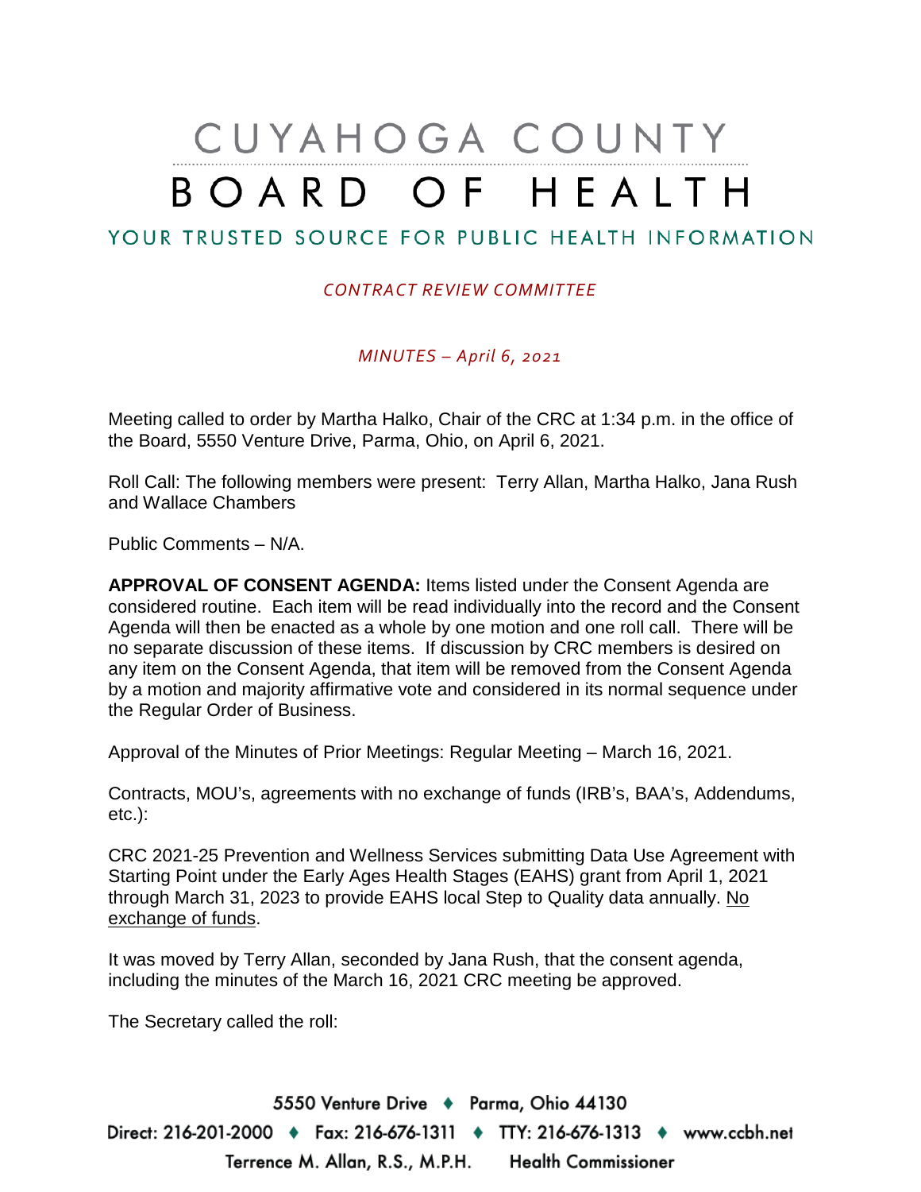# CUYAHOGA COUNTY BOARD OF HEALTH

YOUR TRUSTED SOURCE FOR PUBLIC HEALTH INFORMATION

*CONTRACT REVIEW COMMITTEE*

*MINUTES – April 6, 2021*

Meeting called to order by Martha Halko, Chair of the CRC at 1:34 p.m. in the office of the Board, 5550 Venture Drive, Parma, Ohio, on April 6, 2021.

Roll Call: The following members were present: Terry Allan, Martha Halko, Jana Rush and Wallace Chambers

Public Comments – N/A.

**APPROVAL OF CONSENT AGENDA:** Items listed under the Consent Agenda are considered routine. Each item will be read individually into the record and the Consent Agenda will then be enacted as a whole by one motion and one roll call. There will be no separate discussion of these items. If discussion by CRC members is desired on any item on the Consent Agenda, that item will be removed from the Consent Agenda by a motion and majority affirmative vote and considered in its normal sequence under the Regular Order of Business.

Approval of the Minutes of Prior Meetings: Regular Meeting – March 16, 2021.

Contracts, MOU's, agreements with no exchange of funds (IRB's, BAA's, Addendums, etc.):

CRC 2021-25 Prevention and Wellness Services submitting Data Use Agreement with Starting Point under the Early Ages Health Stages (EAHS) grant from April 1, 2021 through March 31, 2023 to provide EAHS local Step to Quality data annually. No exchange of funds.

It was moved by Terry Allan, seconded by Jana Rush, that the consent agenda, including the minutes of the March 16, 2021 CRC meeting be approved.

The Secretary called the roll: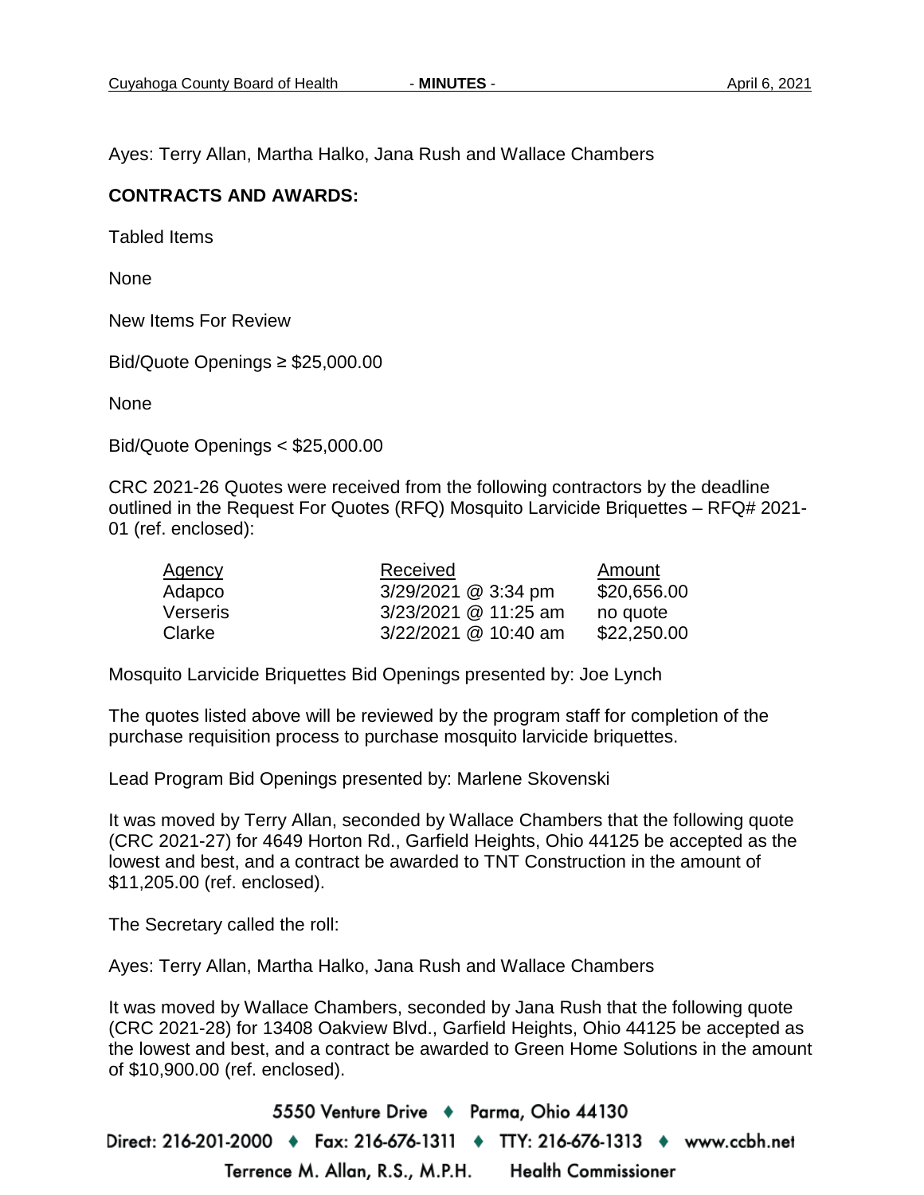Ayes: Terry Allan, Martha Halko, Jana Rush and Wallace Chambers

**CONTRACTS AND AWARDS:**

Tabled Items

None

New Items For Review

Bid/Quote Openings ≥ $25,000.00

None

Bid/Quote Openings < $25,000.00

CRC 2021-26 Quotes were received from the following contractors by the deadline outlined in the Request For Quotes (RFQ) Mosquito Larvicide Briquettes – RFQ# 2021-01 (ref. enclosed):

| Agency | Received | Amount |
|---|---|---|
| Adapco | 3/29/2021 @ 3:34 pm | $20,656.00 |
| Verseris | 3/23/2021 @ 11:25 am | no quote |
| Clarke | 3/22/2021 @ 10:40 am | $22,250.00 |

Mosquito Larvicide Briquettes Bid Openings presented by: Joe Lynch

The quotes listed above will be reviewed by the program staff for completion of the purchase requisition process to purchase mosquito larvicide briquettes.

Lead Program Bid Openings presented by: Marlene Skovenski

It was moved by Terry Allan, seconded by Wallace Chambers that the following quote (CRC 2021-27) for 4649 Horton Rd., Garfield Heights, Ohio 44125 be accepted as the lowest and best, and a contract be awarded to TNT Construction in the amount of $11,205.00 (ref. enclosed).

The Secretary called the roll:

Ayes: Terry Allan, Martha Halko, Jana Rush and Wallace Chambers

It was moved by Wallace Chambers, seconded by Jana Rush that the following quote (CRC 2021-28) for 13408 Oakview Blvd., Garfield Heights, Ohio 44125 be accepted as the lowest and best, and a contract be awarded to Green Home Solutions in the amount of $10,900.00 (ref. enclosed).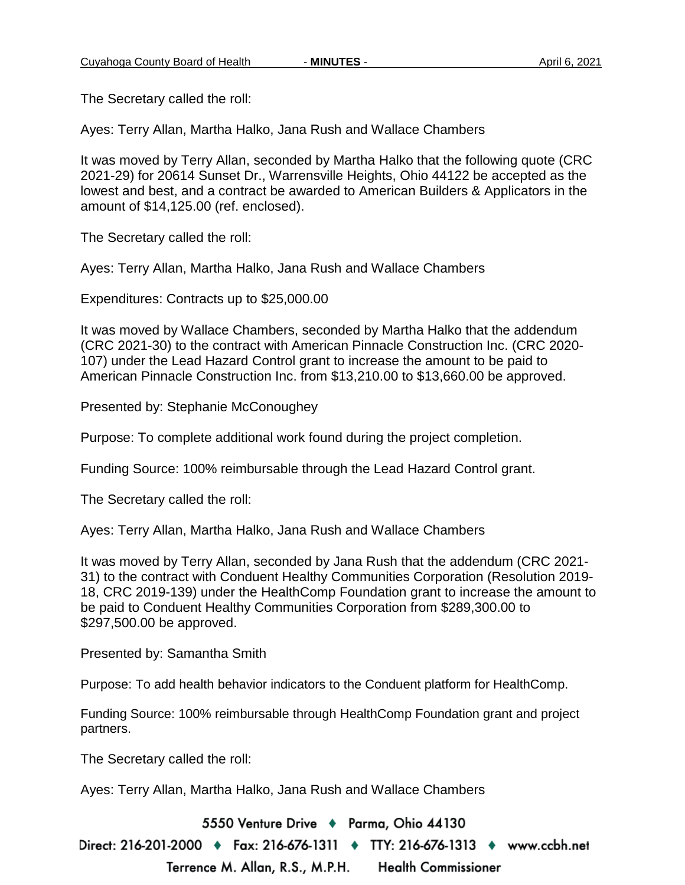The Secretary called the roll:

Ayes: Terry Allan, Martha Halko, Jana Rush and Wallace Chambers

It was moved by Terry Allan, seconded by Martha Halko that the following quote (CRC 2021-29) for 20614 Sunset Dr., Warrensville Heights, Ohio 44122 be accepted as the lowest and best, and a contract be awarded to American Builders & Applicators in the amount of $14,125.00 (ref. enclosed).

The Secretary called the roll:

Ayes: Terry Allan, Martha Halko, Jana Rush and Wallace Chambers

Expenditures: Contracts up to $25,000.00

It was moved by Wallace Chambers, seconded by Martha Halko that the addendum (CRC 2021-30) to the contract with American Pinnacle Construction Inc. (CRC 2020-107) under the Lead Hazard Control grant to increase the amount to be paid to American Pinnacle Construction Inc. from $13,210.00 to $13,660.00 be approved.

Presented by: Stephanie McConoughey

Purpose: To complete additional work found during the project completion.

Funding Source: 100% reimbursable through the Lead Hazard Control grant.

The Secretary called the roll:

Ayes: Terry Allan, Martha Halko, Jana Rush and Wallace Chambers

It was moved by Terry Allan, seconded by Jana Rush that the addendum (CRC 2021-31) to the contract with Conduent Healthy Communities Corporation (Resolution 2019-18, CRC 2019-139) under the HealthComp Foundation grant to increase the amount to be paid to Conduent Healthy Communities Corporation from $289,300.00 to $297,500.00 be approved.

Presented by: Samantha Smith

Purpose: To add health behavior indicators to the Conduent platform for HealthComp.

Funding Source: 100% reimbursable through HealthComp Foundation grant and project partners.

The Secretary called the roll:

Ayes: Terry Allan, Martha Halko, Jana Rush and Wallace Chambers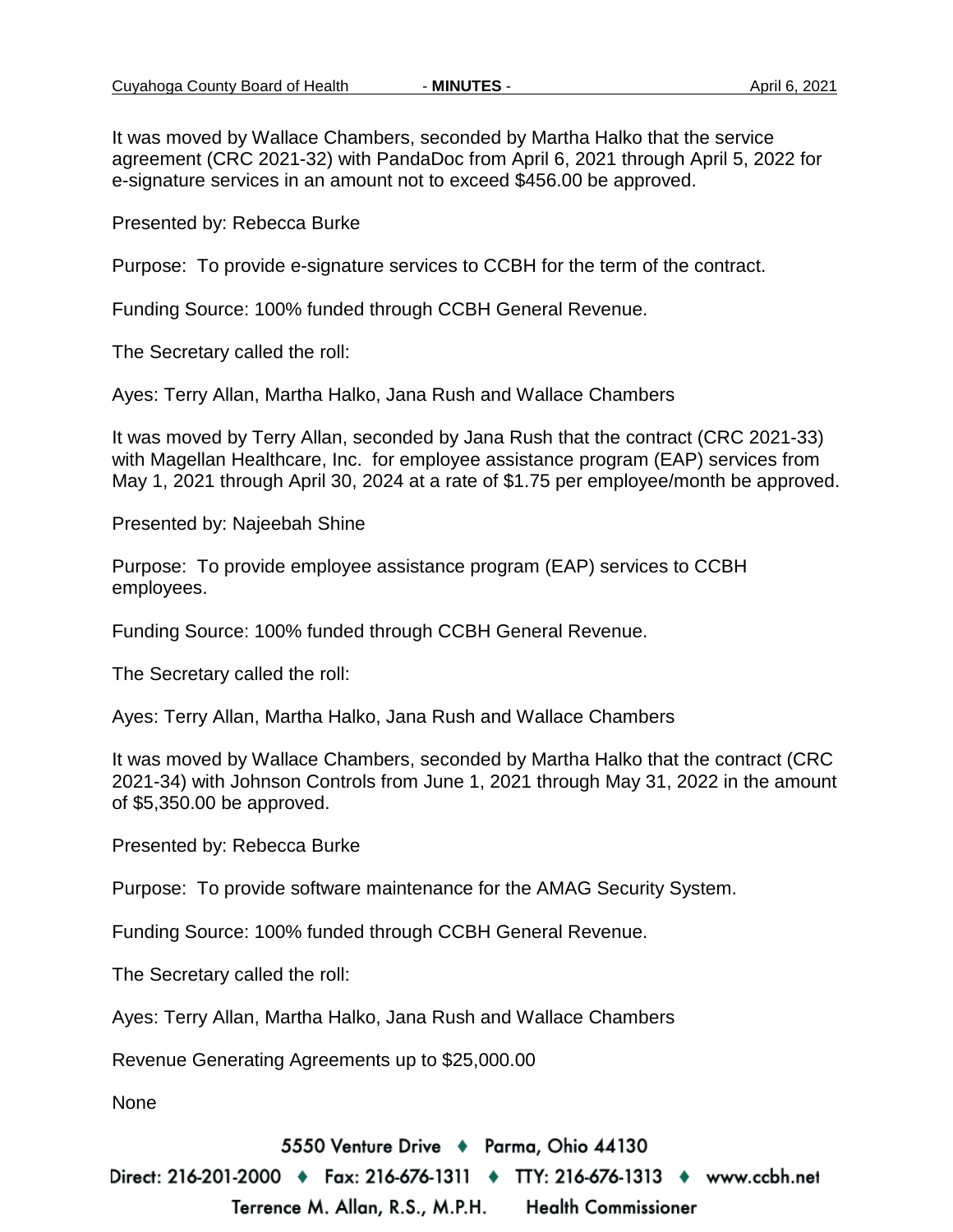It was moved by Wallace Chambers, seconded by Martha Halko that the service agreement (CRC 2021-32) with PandaDoc from April 6, 2021 through April 5, 2022 for e-signature services in an amount not to exceed $456.00 be approved.

Presented by: Rebecca Burke

Purpose: To provide e-signature services to CCBH for the term of the contract.

Funding Source: 100% funded through CCBH General Revenue.

The Secretary called the roll:

Ayes: Terry Allan, Martha Halko, Jana Rush and Wallace Chambers

It was moved by Terry Allan, seconded by Jana Rush that the contract (CRC 2021-33) with Magellan Healthcare, Inc. for employee assistance program (EAP) services from May 1, 2021 through April 30, 2024 at a rate of $1.75 per employee/month be approved.

Presented by: Najeebah Shine

Purpose: To provide employee assistance program (EAP) services to CCBH employees.

Funding Source: 100% funded through CCBH General Revenue.

The Secretary called the roll:

Ayes: Terry Allan, Martha Halko, Jana Rush and Wallace Chambers

It was moved by Wallace Chambers, seconded by Martha Halko that the contract (CRC 2021-34) with Johnson Controls from June 1, 2021 through May 31, 2022 in the amount of $5,350.00 be approved.

Presented by: Rebecca Burke

Purpose: To provide software maintenance for the AMAG Security System.

Funding Source: 100% funded through CCBH General Revenue.

The Secretary called the roll:

Ayes: Terry Allan, Martha Halko, Jana Rush and Wallace Chambers

Revenue Generating Agreements up to $25,000.00

None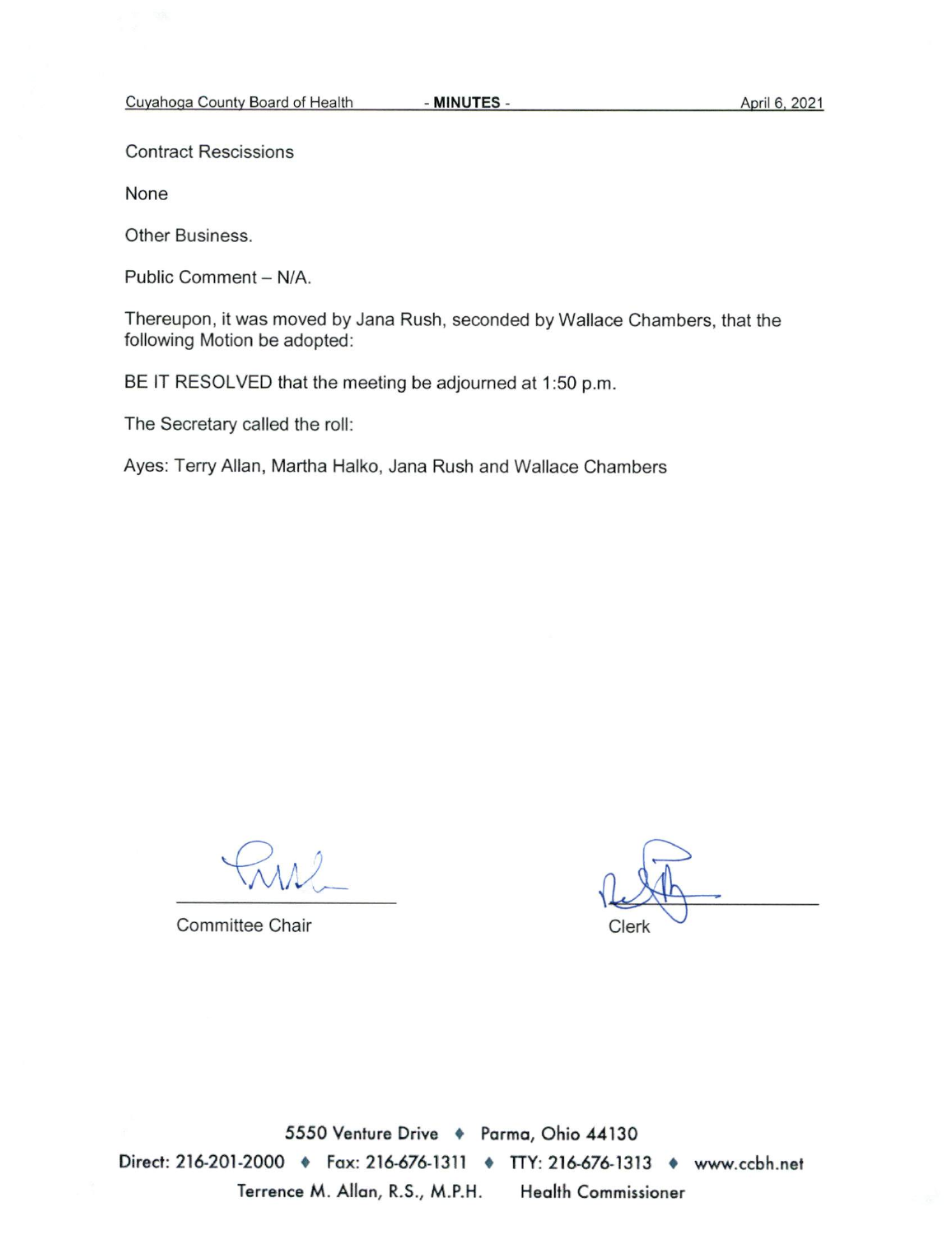Contract Rescissions

None

Other Business.

Public Comment – N/A.

Thereupon, it was moved by Jana Rush, seconded by Wallace Chambers, that the following Motion be adopted:

BE IT RESOLVED that the meeting be adjourned at 1:50 p.m.

The Secretary called the roll:

Ayes: Terry Allan, Martha Halko, Jana Rush and Wallace Chambers

Committee Chair

Clerk

5550 Venture Drive ♦ Parma, Ohio 44130

Direct: 216-201-2000 ♦ Fax: 216-676-1311 ♦ TTY: 216-676-1313 ♦ www.ccbh.net

Terrence M. Allan, R.S., M.P.H. Health Commissioner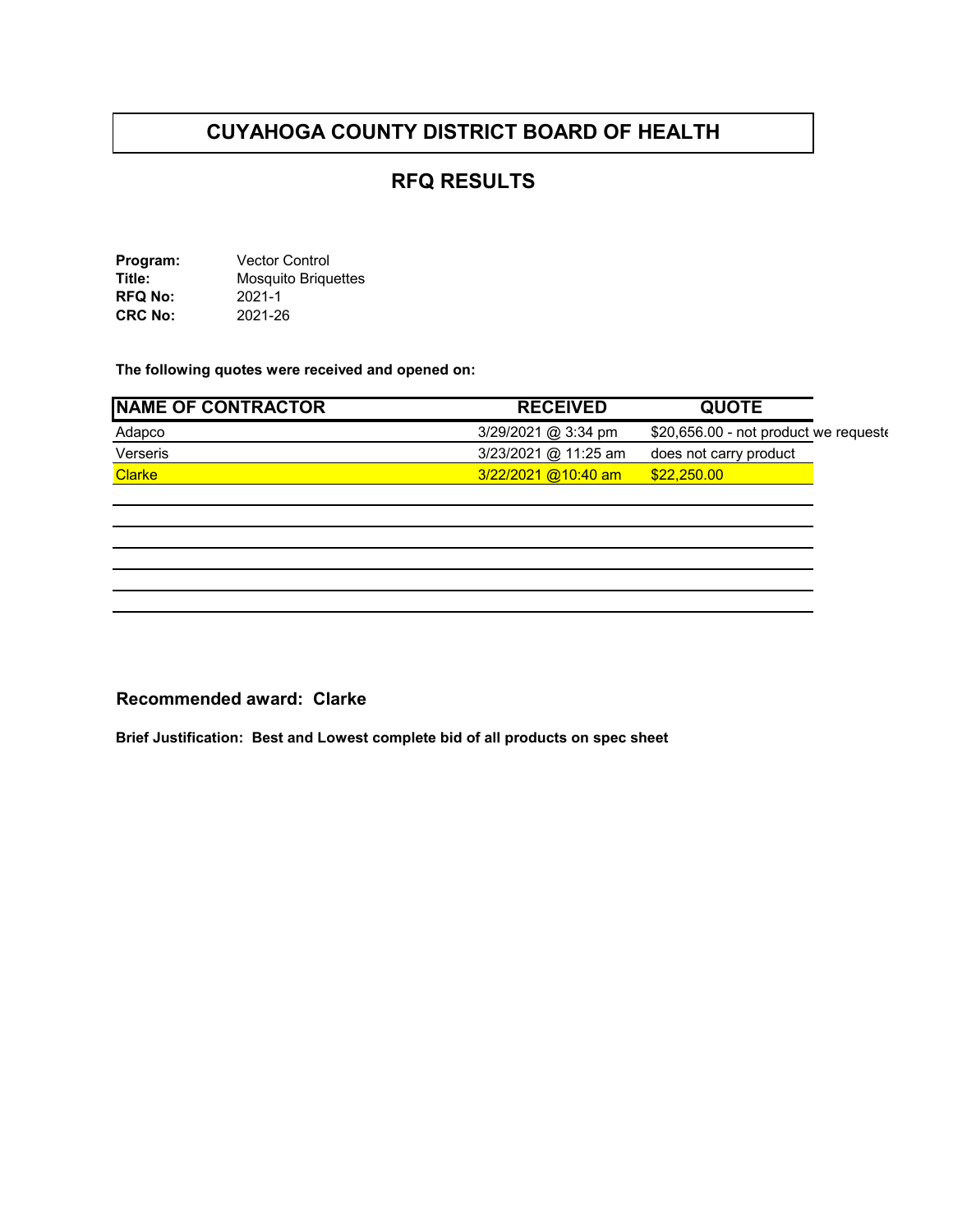# CUYAHOGA COUNTY DISTRICT BOARD OF HEALTH

## RFQ RESULTS

**Program:** Vector Control
**Title:** Mosquito Briquettes
**RFQ No:** 2021-1
**CRC No:** 2021-26

**The following quotes were received and opened on:**

| NAME OF CONTRACTOR | RECEIVED | QUOTE |
|---|---|---|
| Adapco | 3/29/2021 @ 3:34 pm | $20,656.00 - not product we requeste |
| Verseris | 3/23/2021 @ 11:25 am | does not carry product |
| Clarke | 3/22/2021 @10:40 am | $22,250.00 |

**Recommended award: Clarke**

**Brief Justification: Best and Lowest complete bid of all products on spec sheet**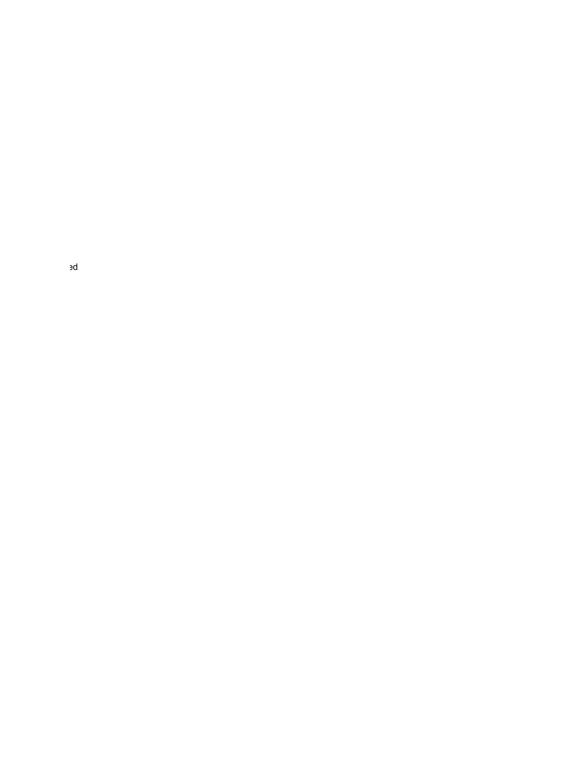ed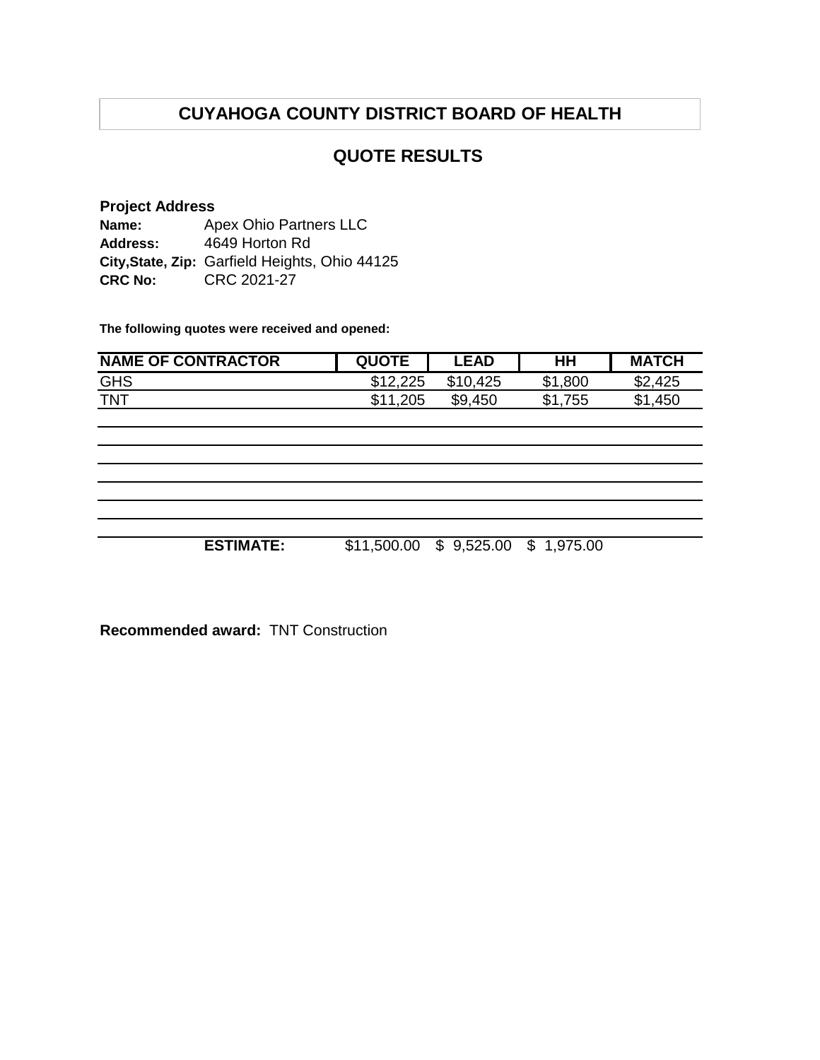# CUYAHOGA COUNTY DISTRICT BOARD OF HEALTH

## QUOTE RESULTS

**Project Address**
**Name:** Apex Ohio Partners LLC
**Address:** 4649 Horton Rd
**City,State, Zip:** Garfield Heights, Ohio 44125
**CRC No:** CRC 2021-27

**The following quotes were received and opened:**

| NAME OF CONTRACTOR | QUOTE | LEAD | HH | MATCH |
|---|---|---|---|---|
| GHS | $12,225 | $10,425 | $1,800 | $2,425 |
| TNT | $11,205 | $9,450 | $1,755 | $1,450 |
| | | | | |
| | | | | |
| | | | | |
| | | | | |
| | | | | |
| | | | | |
| **ESTIMATE:** | $11,500.00 | $ 9,525.00 | $ 1,975.00 | |

**Recommended award:** TNT Construction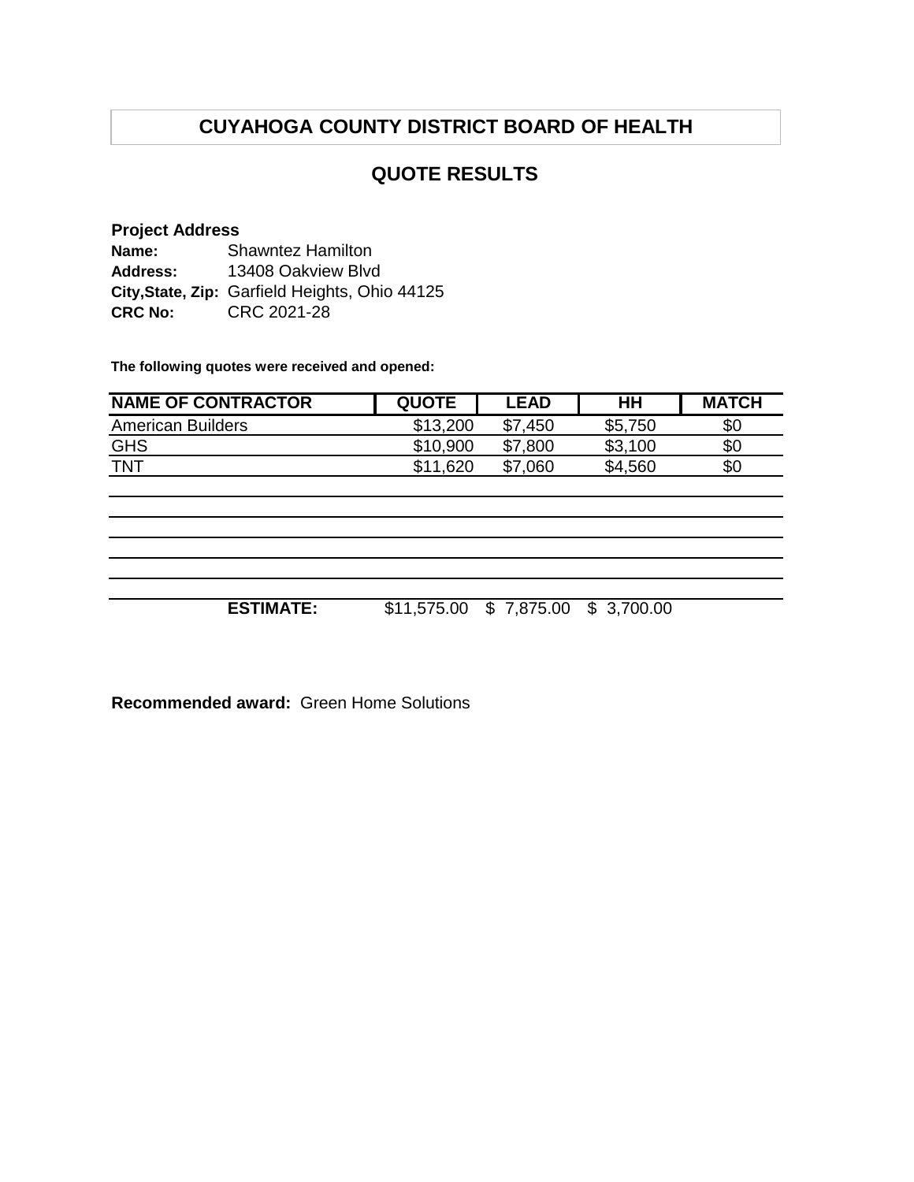## CUYAHOGA COUNTY DISTRICT BOARD OF HEALTH

## QUOTE RESULTS

**Project Address**

**Name:** Shawntez Hamilton
**Address:** 13408 Oakview Blvd
**City,State, Zip:** Garfield Heights, Ohio 44125
**CRC No:** CRC 2021-28

**The following quotes were received and opened:**

| NAME OF CONTRACTOR | QUOTE | LEAD | HH | MATCH |
|---|---|---|---|---|
| American Builders | $13,200 | $7,450 | $5,750 | $0 |
| GHS | $10,900 | $7,800 | $3,100 | $0 |
| TNT | $11,620 | $7,060 | $4,560 | $0 |
| | | | | |
| | | | | |
| | | | | |
| | | | | |
| | | | | |
| **ESTIMATE:** | $11,575.00 | $ 7,875.00 | $ 3,700.00 | |

**Recommended award:** Green Home Solutions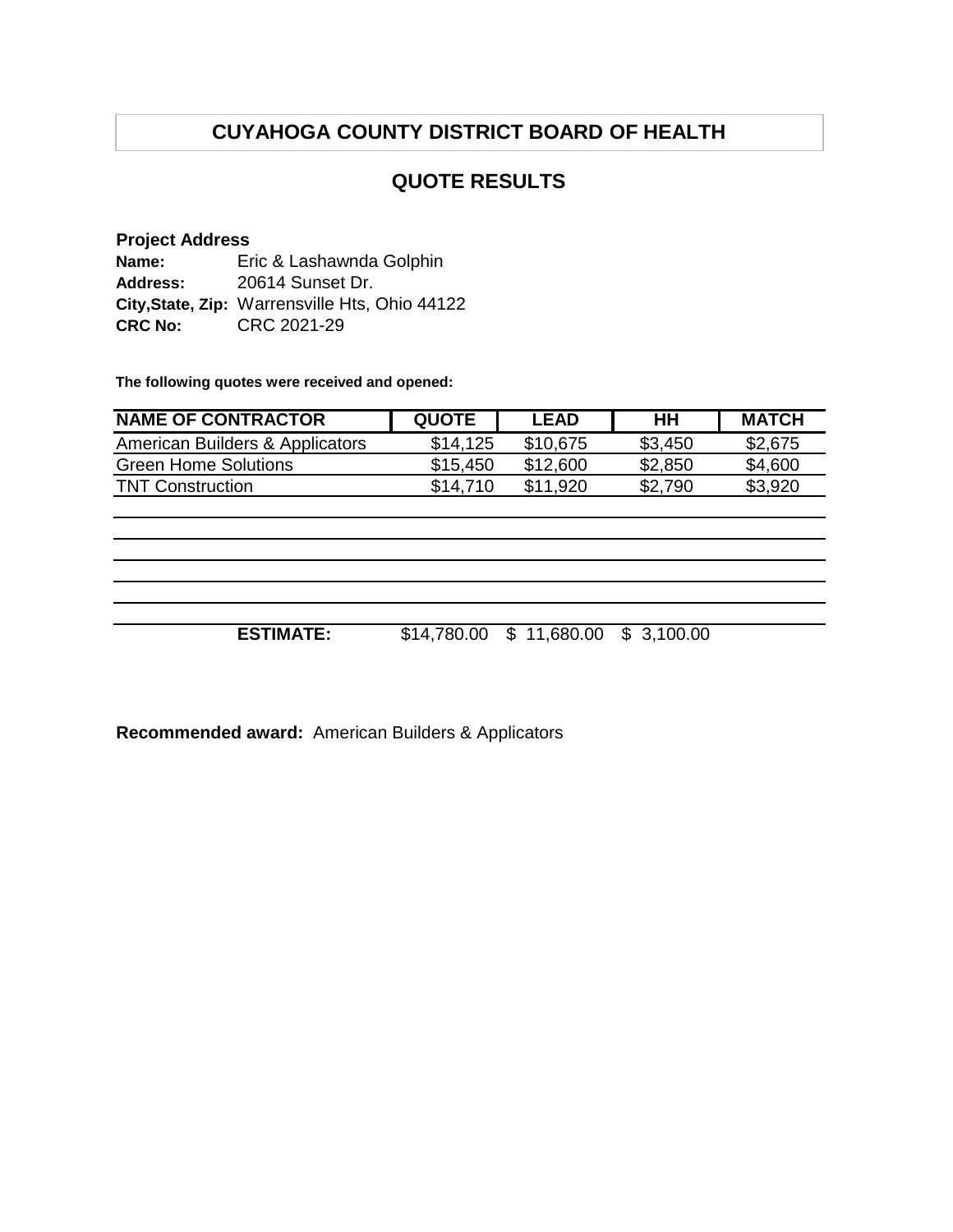# CUYAHOGA COUNTY DISTRICT BOARD OF HEALTH

## QUOTE RESULTS

**Project Address**

**Name:** Eric & Lashawnda Golphin
**Address:** 20614 Sunset Dr.
**City,State, Zip:** Warrensville Hts, Ohio 44122
**CRC No:** CRC 2021-29

**The following quotes were received and opened:**

| NAME OF CONTRACTOR | QUOTE | LEAD | HH | MATCH |
|---|---|---|---|---|
| American Builders & Applicators | $14,125 | $10,675 | $3,450 | $2,675 |
| Green Home Solutions | $15,450 | $12,600 | $2,850 | $4,600 |
| TNT Construction | $14,710 | $11,920 | $2,790 | $3,920 |
| **ESTIMATE:** | $14,780.00 | $ 11,680.00 | $ 3,100.00 | |

**Recommended award:** American Builders & Applicators